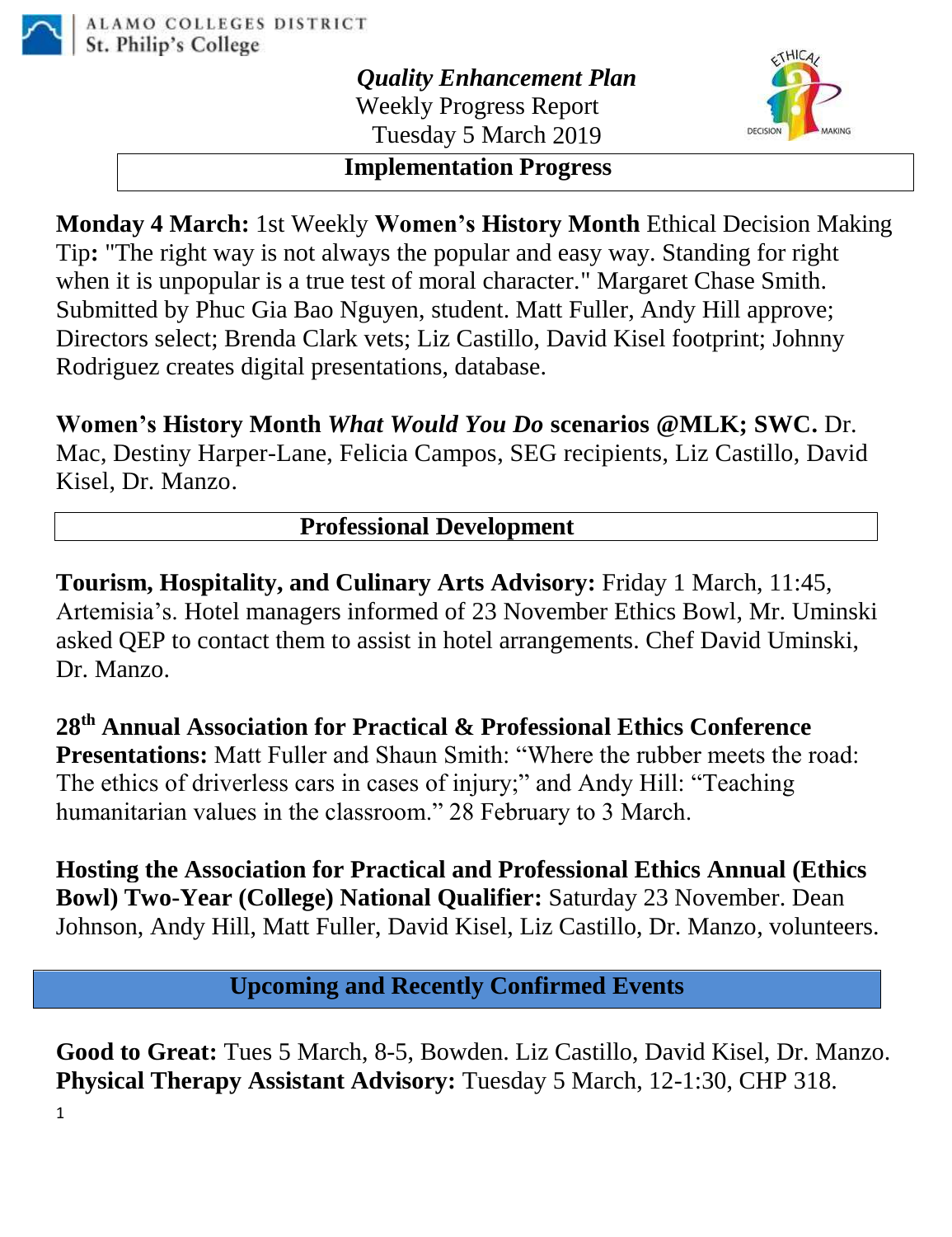ALAMO COLLEGES DISTRICT
St. Philip's College

# *Quality Enhancement Plan*

Weekly Progress Report
Tuesday 5 March 2019

## Implementation Progress

**Monday 4 March:** 1st Weekly **Women's History Month** Ethical Decision Making Tip**:** "The right way is not always the popular and easy way. Standing for right when it is unpopular is a true test of moral character." Margaret Chase Smith. Submitted by Phuc Gia Bao Nguyen, student. Matt Fuller, Andy Hill approve; Directors select; Brenda Clark vets; Liz Castillo, David Kisel footprint; Johnny Rodriguez creates digital presentations, database.

**Women's History Month *What Would You Do* scenarios @MLK; SWC.** Dr. Mac, Destiny Harper-Lane, Felicia Campos, SEG recipients, Liz Castillo, David Kisel, Dr. Manzo.

## Professional Development

**Tourism, Hospitality, and Culinary Arts Advisory:** Friday 1 March, 11:45, Artemisia's. Hotel managers informed of 23 November Ethics Bowl, Mr. Uminski asked QEP to contact them to assist in hotel arrangements. Chef David Uminski, Dr. Manzo.

**28th Annual Association for Practical & Professional Ethics Conference Presentations:** Matt Fuller and Shaun Smith: "Where the rubber meets the road: The ethics of driverless cars in cases of injury;" and Andy Hill: "Teaching humanitarian values in the classroom." 28 February to 3 March.

**Hosting the Association for Practical and Professional Ethics Annual (Ethics Bowl) Two-Year (College) National Qualifier:** Saturday 23 November. Dean Johnson, Andy Hill, Matt Fuller, David Kisel, Liz Castillo, Dr. Manzo, volunteers.

## Upcoming and Recently Confirmed Events

**Good to Great:** Tues 5 March, 8-5, Bowden. Liz Castillo, David Kisel, Dr. Manzo.
**Physical Therapy Assistant Advisory:** Tuesday 5 March, 12-1:30, CHP 318.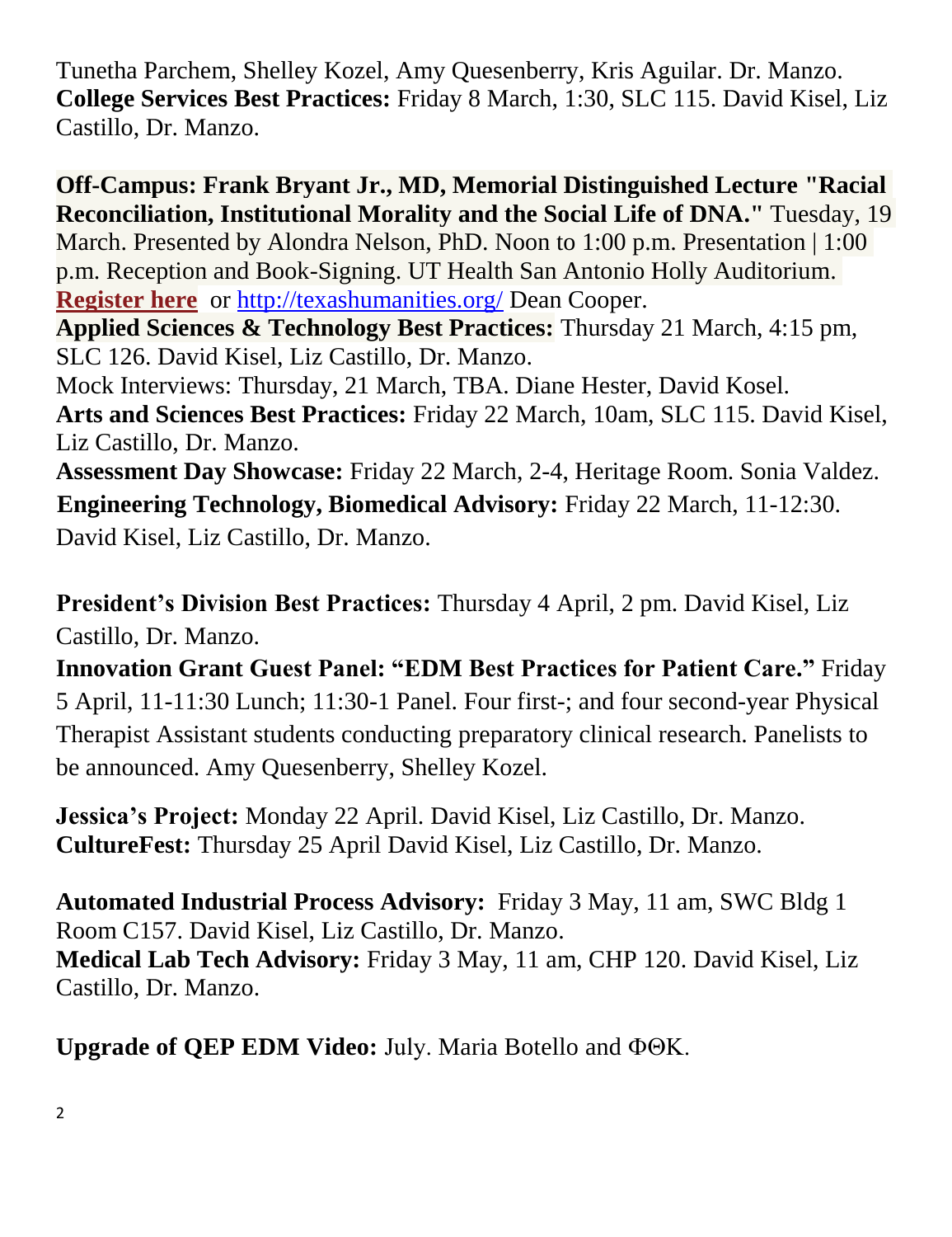Tunetha Parchem, Shelley Kozel, Amy Quesenberry, Kris Aguilar. Dr. Manzo.
**College Services Best Practices:** Friday 8 March, 1:30, SLC 115. David Kisel, Liz Castillo, Dr. Manzo.

**Off-Campus: Frank Bryant Jr., MD, Memorial Distinguished Lecture "Racial Reconciliation, Institutional Morality and the Social Life of DNA."** Tuesday, 19 March. Presented by Alondra Nelson, PhD. Noon to 1:00 p.m. Presentation | 1:00 p.m. Reception and Book-Signing. UT Health San Antonio Holly Auditorium. **Register here** or http://texashumanities.org/ Dean Cooper.
**Applied Sciences & Technology Best Practices:** Thursday 21 March, 4:15 pm, SLC 126. David Kisel, Liz Castillo, Dr. Manzo.
Mock Interviews: Thursday, 21 March, TBA. Diane Hester, David Kosel.
**Arts and Sciences Best Practices:** Friday 22 March, 10am, SLC 115. David Kisel, Liz Castillo, Dr. Manzo.
**Assessment Day Showcase:** Friday 22 March, 2-4, Heritage Room. Sonia Valdez.
**Engineering Technology, Biomedical Advisory:** Friday 22 March, 11-12:30. David Kisel, Liz Castillo, Dr. Manzo.

**President's Division Best Practices:** Thursday 4 April, 2 pm. David Kisel, Liz Castillo, Dr. Manzo.
**Innovation Grant Guest Panel: "EDM Best Practices for Patient Care."** Friday 5 April, 11-11:30 Lunch; 11:30-1 Panel. Four first-; and four second-year Physical Therapist Assistant students conducting preparatory clinical research. Panelists to be announced. Amy Quesenberry, Shelley Kozel.

**Jessica's Project:** Monday 22 April. David Kisel, Liz Castillo, Dr. Manzo.
**CultureFest:** Thursday 25 April David Kisel, Liz Castillo, Dr. Manzo.

**Automated Industrial Process Advisory:** Friday 3 May, 11 am, SWC Bldg 1 Room C157. David Kisel, Liz Castillo, Dr. Manzo.
**Medical Lab Tech Advisory:** Friday 3 May, 11 am, CHP 120. David Kisel, Liz Castillo, Dr. Manzo.

**Upgrade of QEP EDM Video:** July. Maria Botello and ΦΘΚ.